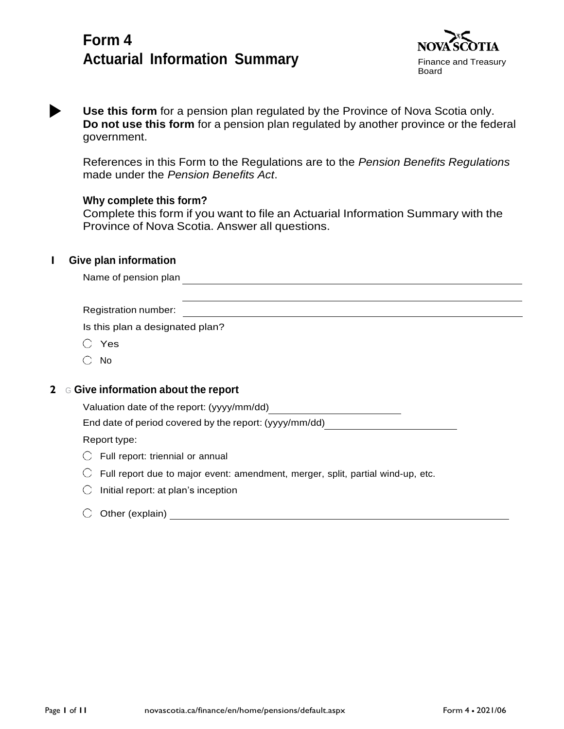# Form 4
# Actuarial Information Summary

Finance and Treasury Board

**Use this form** for a pension plan regulated by the Province of Nova Scotia only.
**Do not use this form** for a pension plan regulated by another province or the federal government.

References in this Form to the Regulations are to the *Pension Benefits Regulations* made under the *Pension Benefits Act*.

**Why complete this form?**

Complete this form if you want to file an Actuarial Information Summary with the Province of Nova Scotia. Answer all questions.

## 1 Give plan information

Name of pension plan ______________________________

______________________________

Registration number: ______________________________

Is this plan a designated plan?

- ◯ Yes
- ◯ No

## 2 Give information about the report

Valuation date of the report: (yyyy/mm/dd) ______________

End date of period covered by the report: (yyyy/mm/dd) ______________

Report type:

- ◯ Full report: triennial or annual
- ◯ Full report due to major event: amendment, merger, split, partial wind-up, etc.
- ◯ Initial report: at plan's inception
- ◯ Other (explain) ______________________________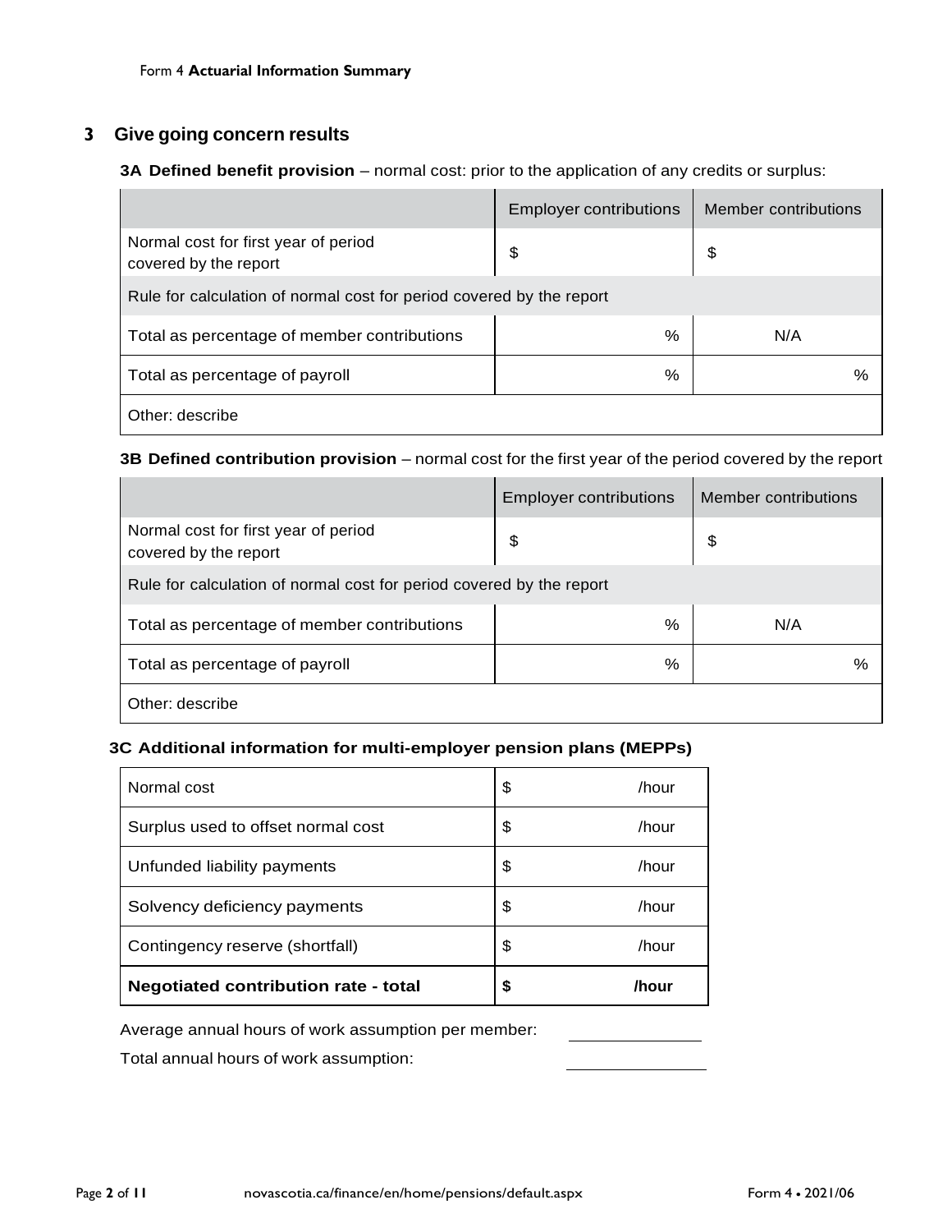## 3 Give going concern results

**3A Defined benefit provision** – normal cost: prior to the application of any credits or surplus:

| | Employer contributions | Member contributions |
|---|---|---|
| Normal cost for first year of period covered by the report | $ | $ |
| Rule for calculation of normal cost for period covered by the report | | |
| Total as percentage of member contributions | % | N/A |
| Total as percentage of payroll | % | % |
| Other: describe | | |

**3B Defined contribution provision** – normal cost for the first year of the period covered by the report

| | Employer contributions | Member contributions |
|---|---|---|
| Normal cost for first year of period covered by the report | $ | $ |
| Rule for calculation of normal cost for period covered by the report | | |
| Total as percentage of member contributions | % | N/A |
| Total as percentage of payroll | % | % |
| Other: describe | | |

**3C Additional information for multi-employer pension plans (MEPPs)**

| | |
|---|---|
| Normal cost | $ /hour |
| Surplus used to offset normal cost | $ /hour |
| Unfunded liability payments | $ /hour |
| Solvency deficiency payments | $ /hour |
| Contingency reserve (shortfall) | $ /hour |
| **Negotiated contribution rate - total** | **$ /hour** |

Average annual hours of work assumption per member: ______________

Total annual hours of work assumption: ______________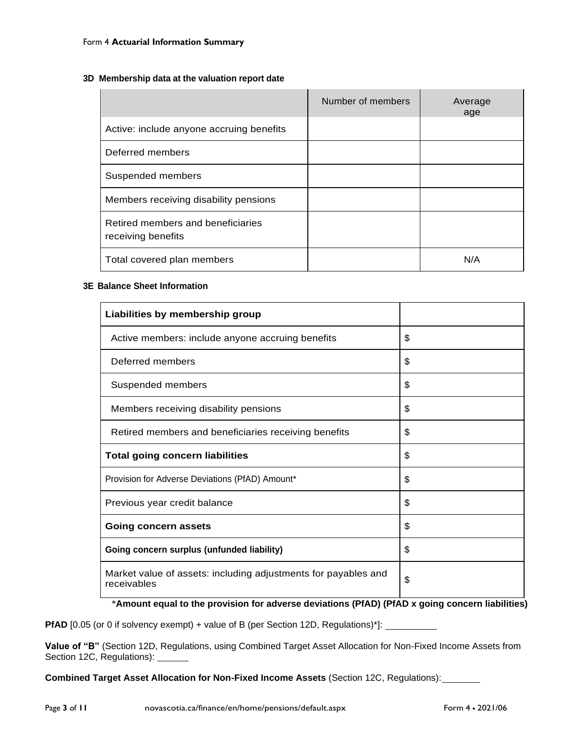Form 4 **Actuarial Information Summary**

### 3D Membership data at the valuation report date

| | Number of members | Average age |
|---|---|---|
| Active: include anyone accruing benefits | | |
| Deferred members | | |
| Suspended members | | |
| Members receiving disability pensions | | |
| Retired members and beneficiaries receiving benefits | | |
| Total covered plan members | | N/A |

### 3E Balance Sheet Information

| **Liabilities by membership group** | |
|---|---|
| Active members: include anyone accruing benefits | $ |
| Deferred members | $ |
| Suspended members | $ |
| Members receiving disability pensions | $ |
| Retired members and beneficiaries receiving benefits | $ |
| **Total going concern liabilities** | $ |
| Provision for Adverse Deviations (PfAD) Amount* | $ |
| Previous year credit balance | $ |
| **Going concern assets** | $ |
| **Going concern surplus (unfunded liability)** | $ |
| Market value of assets: including adjustments for payables and receivables | $ |

***Amount equal to the provision for adverse deviations (PfAD) (PfAD x going concern liabilities)**

**PfAD** [0.05 (or 0 if solvency exempt) + value of B (per Section 12D, Regulations)*]: __________

**Value of "B"** (Section 12D, Regulations, using Combined Target Asset Allocation for Non-Fixed Income Assets from Section 12C, Regulations): ______

**Combined Target Asset Allocation for Non-Fixed Income Assets** (Section 12C, Regulations): ________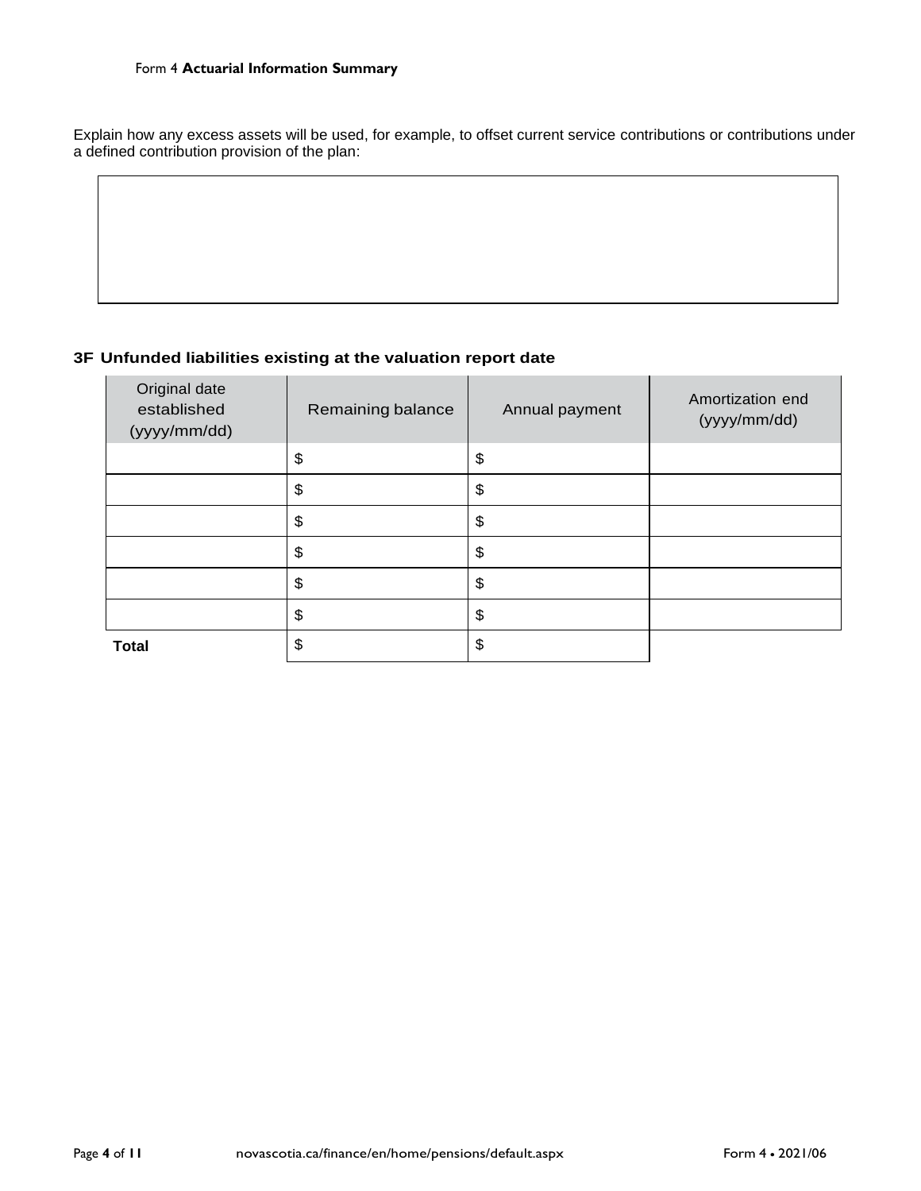Explain how any excess assets will be used, for example, to offset current service contributions or contributions under a defined contribution provision of the plan:

| |
|---|
| |

### 3F Unfunded liabilities existing at the valuation report date

| Original date established (yyyy/mm/dd) | Remaining balance | Annual payment | Amortization end (yyyy/mm/dd) |
|---|---|---|---|
| | $ | $ | |
| | $ | $ | |
| | $ | $ | |
| | $ | $ | |
| | $ | $ | |
| | $ | $ | |
| **Total** | $ | $ | |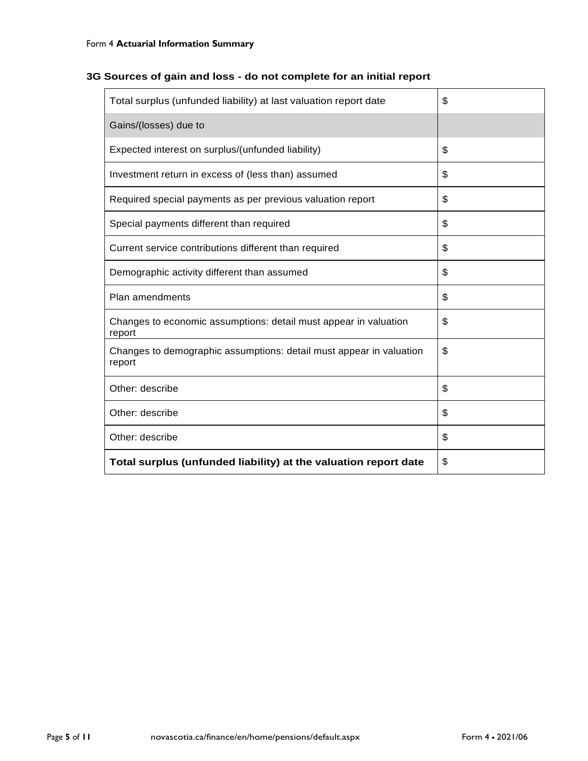Form 4 **Actuarial Information Summary**

### 3G Sources of gain and loss - do not complete for an initial report

| | |
|---|---|
| Total surplus (unfunded liability) at last valuation report date | $ |
| Gains/(losses) due to | |
| Expected interest on surplus/(unfunded liability) | $ |
| Investment return in excess of (less than) assumed | $ |
| Required special payments as per previous valuation report | $ |
| Special payments different than required | $ |
| Current service contributions different than required | $ |
| Demographic activity different than assumed | $ |
| Plan amendments | $ |
| Changes to economic assumptions: detail must appear in valuation report | $ |
| Changes to demographic assumptions: detail must appear in valuation report | $ |
| Other: describe | $ |
| Other: describe | $ |
| Other: describe | $ |
| **Total surplus (unfunded liability) at the valuation report date** | $ |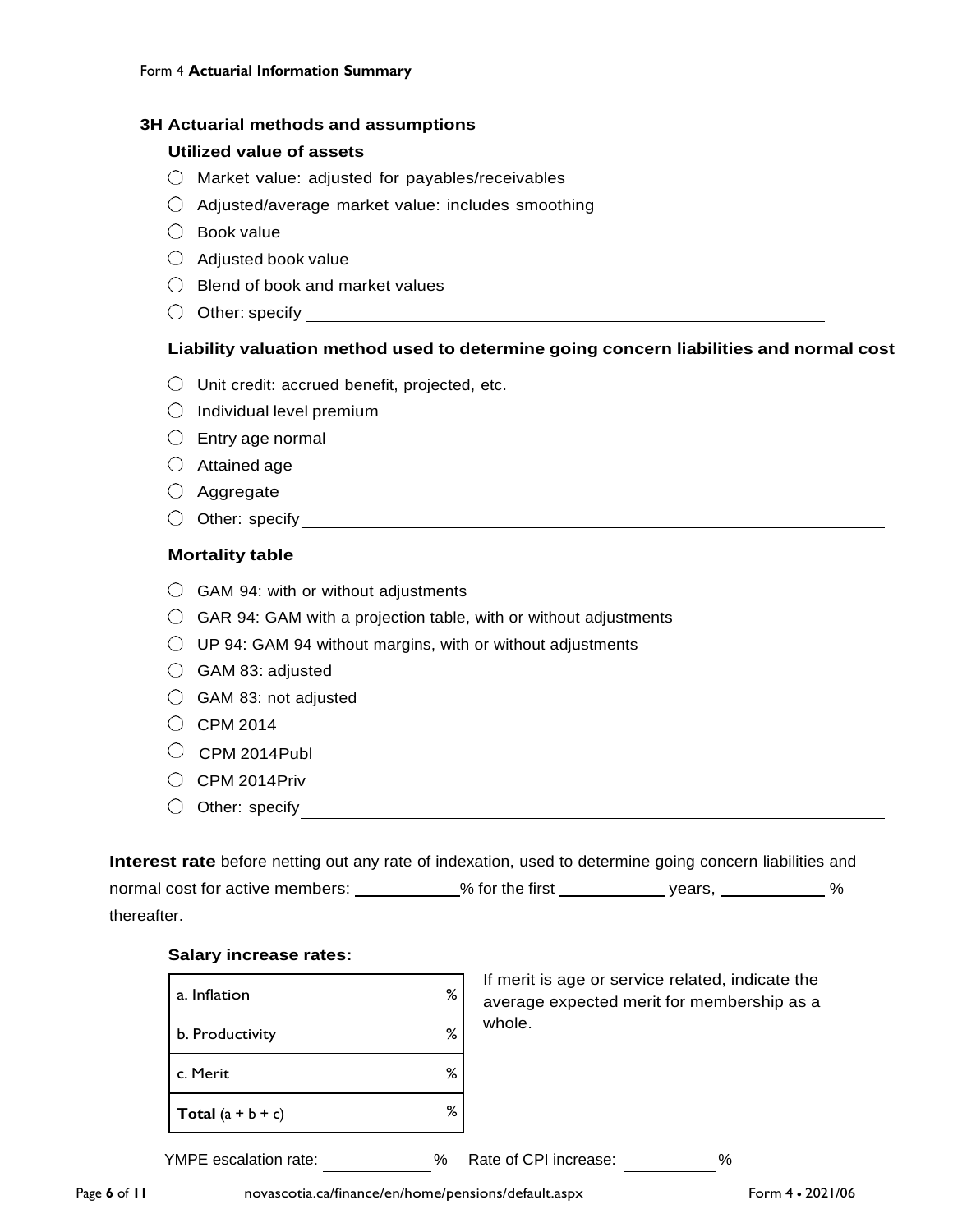Form 4 **Actuarial Information Summary**

### 3H Actuarial methods and assumptions

#### Utilized value of assets

- ◯ Market value: adjusted for payables/receivables
- ◯ Adjusted/average market value: includes smoothing
- ◯ Book value
- ◯ Adjusted book value
- ◯ Blend of book and market values
- ◯ Other: specify ______________________________

#### Liability valuation method used to determine going concern liabilities and normal cost

- ◯ Unit credit: accrued benefit, projected, etc.
- ◯ Individual level premium
- ◯ Entry age normal
- ◯ Attained age
- ◯ Aggregate
- ◯ Other: specify ______________________________

#### Mortality table

- ◯ GAM 94: with or without adjustments
- ◯ GAR 94: GAM with a projection table, with or without adjustments
- ◯ UP 94: GAM 94 without margins, with or without adjustments
- ◯ GAM 83: adjusted
- ◯ GAM 83: not adjusted
- ◯ CPM 2014
- ◯ CPM 2014Publ
- ◯ CPM 2014Priv
- ◯ Other: specify ______________________________

**Interest rate** before netting out any rate of indexation, used to determine going concern liabilities and normal cost for active members: __________% for the first __________ years, __________ % thereafter.

#### Salary increase rates:

| | |
|---|---|
| a. Inflation | % |
| b. Productivity | % |
| c. Merit | % |
| **Total** (a + b + c) | % |

If merit is age or service related, indicate the average expected merit for membership as a whole.

YMPE escalation rate: __________ % Rate of CPI increase: __________ %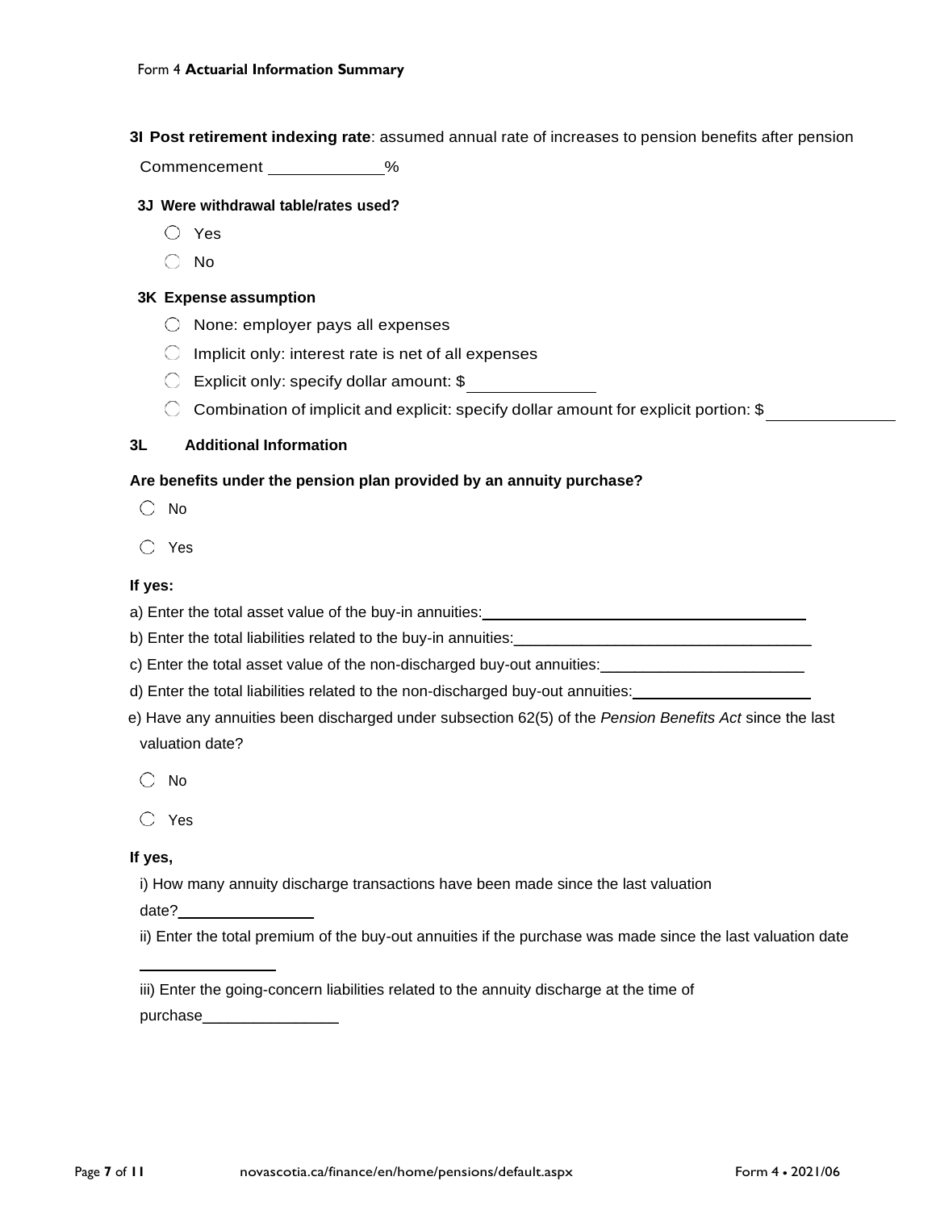Form 4 **Actuarial Information Summary**

**3I Post retirement indexing rate**: assumed annual rate of increases to pension benefits after pension Commencement ____________%

**3J Were withdrawal table/rates used?**

- ◯ Yes
- ◯ No

**3K Expense assumption**

- ◯ None: employer pays all expenses
- ◯ Implicit only: interest rate is net of all expenses
- ◯ Explicit only: specify dollar amount: $______________
- ◯ Combination of implicit and explicit: specify dollar amount for explicit portion: $______________

**3L Additional Information**

**Are benefits under the pension plan provided by an annuity purchase?**

- ◯ No
- ◯ Yes

**If yes:**

a) Enter the total asset value of the buy-in annuities:________________________________________

b) Enter the total liabilities related to the buy-in annuities:____________________________________

c) Enter the total asset value of the non-discharged buy-out annuities:________________________

d) Enter the total liabilities related to the non-discharged buy-out annuities:____________________

e) Have any annuities been discharged under subsection 62(5) of the *Pension Benefits Act* since the last valuation date?

- ◯ No
- ◯ Yes

**If yes,**

i) How many annuity discharge transactions have been made since the last valuation date?________________

ii) Enter the total premium of the buy-out annuities if the purchase was made since the last valuation date

________________

iii) Enter the going-concern liabilities related to the annuity discharge at the time of purchase________________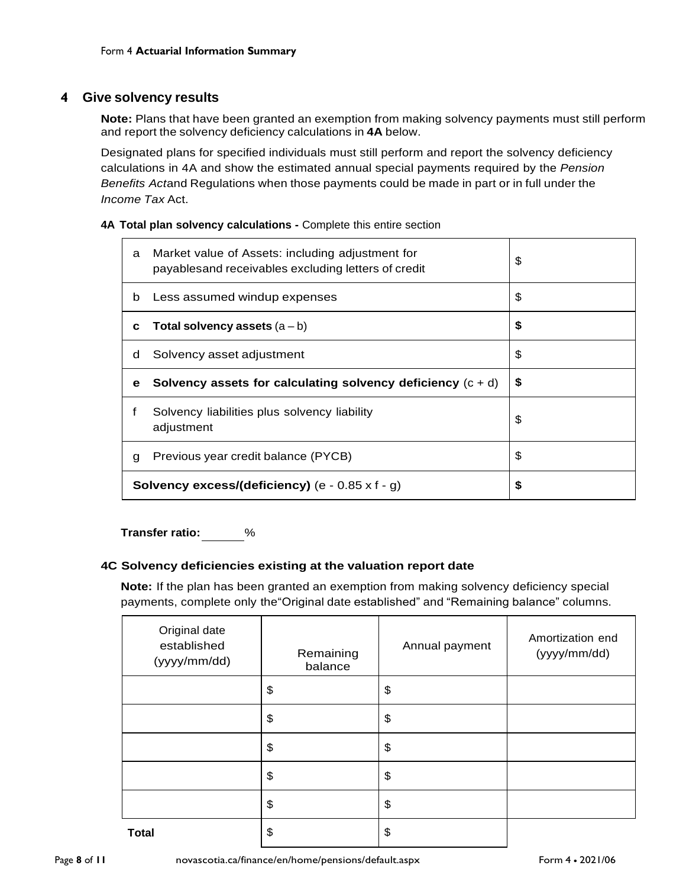Form 4 **Actuarial Information Summary**

## 4 Give solvency results

**Note:** Plans that have been granted an exemption from making solvency payments must still perform and report the solvency deficiency calculations in **4A** below.

Designated plans for specified individuals must still perform and report the solvency deficiency calculations in 4A and show the estimated annual special payments required by the *Pension Benefits Act*and Regulations when those payments could be made in part or in full under the *Income Tax* Act.

### 4A Total plan solvency calculations - Complete this entire section

| | | |
|---|---|---|
| a | Market value of Assets: including adjustment for payablesand receivables excluding letters of credit | $ |
| b | Less assumed windup expenses | $ |
| **c** | **Total solvency assets** (a – b) | **$** |
| d | Solvency asset adjustment | $ |
| **e** | **Solvency assets for calculating solvency deficiency** (c + d) | **$** |
| f | Solvency liabilities plus solvency liability adjustment | $ |
| g | Previous year credit balance (PYCB) | $ |
| | **Solvency excess/(deficiency)** (e - 0.85 x f - g) | **$** |

**Transfer ratio:** ______%

### 4C Solvency deficiencies existing at the valuation report date

**Note:** If the plan has been granted an exemption from making solvency deficiency special payments, complete only the“Original date established” and “Remaining balance” columns.

| Original date established (yyyy/mm/dd) | Remaining balance | Annual payment | Amortization end (yyyy/mm/dd) |
|---|---|---|---|
| | $ | $ | |
| | $ | $ | |
| | $ | $ | |
| | $ | $ | |
| | $ | $ | |
| **Total** | $ | $ | |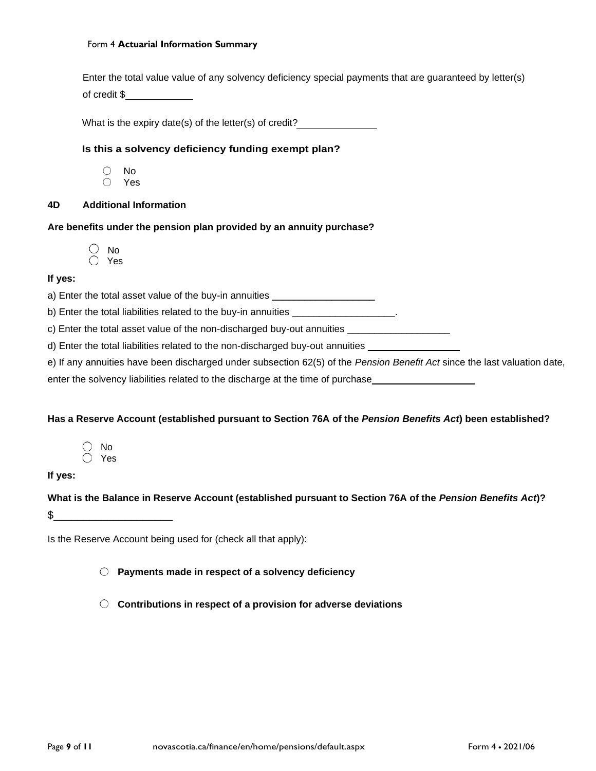Enter the total value value of any solvency deficiency special payments that are guaranteed by letter(s) of credit $____________

What is the expiry date(s) of the letter(s) of credit?______________

**Is this a solvency deficiency funding exempt plan?**

- ○ No
- ○ Yes

### 4D Additional Information

**Are benefits under the pension plan provided by an annuity purchase?**

- ○ No
- ○ Yes

**If yes:**

a) Enter the total asset value of the buy-in annuities ___________________

b) Enter the total liabilities related to the buy-in annuities ___________________.

c) Enter the total asset value of the non-discharged buy-out annuities ___________________

d) Enter the total liabilities related to the non-discharged buy-out annuities ________________

e) If any annuities have been discharged under subsection 62(5) of the *Pension Benefit Act* since the last valuation date, enter the solvency liabilities related to the discharge at the time of purchase___________________

**Has a Reserve Account (established pursuant to Section 76A of the *Pension Benefits Act*) been established?**

- ○ No
- ○ Yes

**If yes:**

**What is the Balance in Reserve Account (established pursuant to Section 76A of the *Pension Benefits Act*)?**

$_____________________

Is the Reserve Account being used for (check all that apply):

- ○ **Payments made in respect of a solvency deficiency**
- ○ **Contributions in respect of a provision for adverse deviations**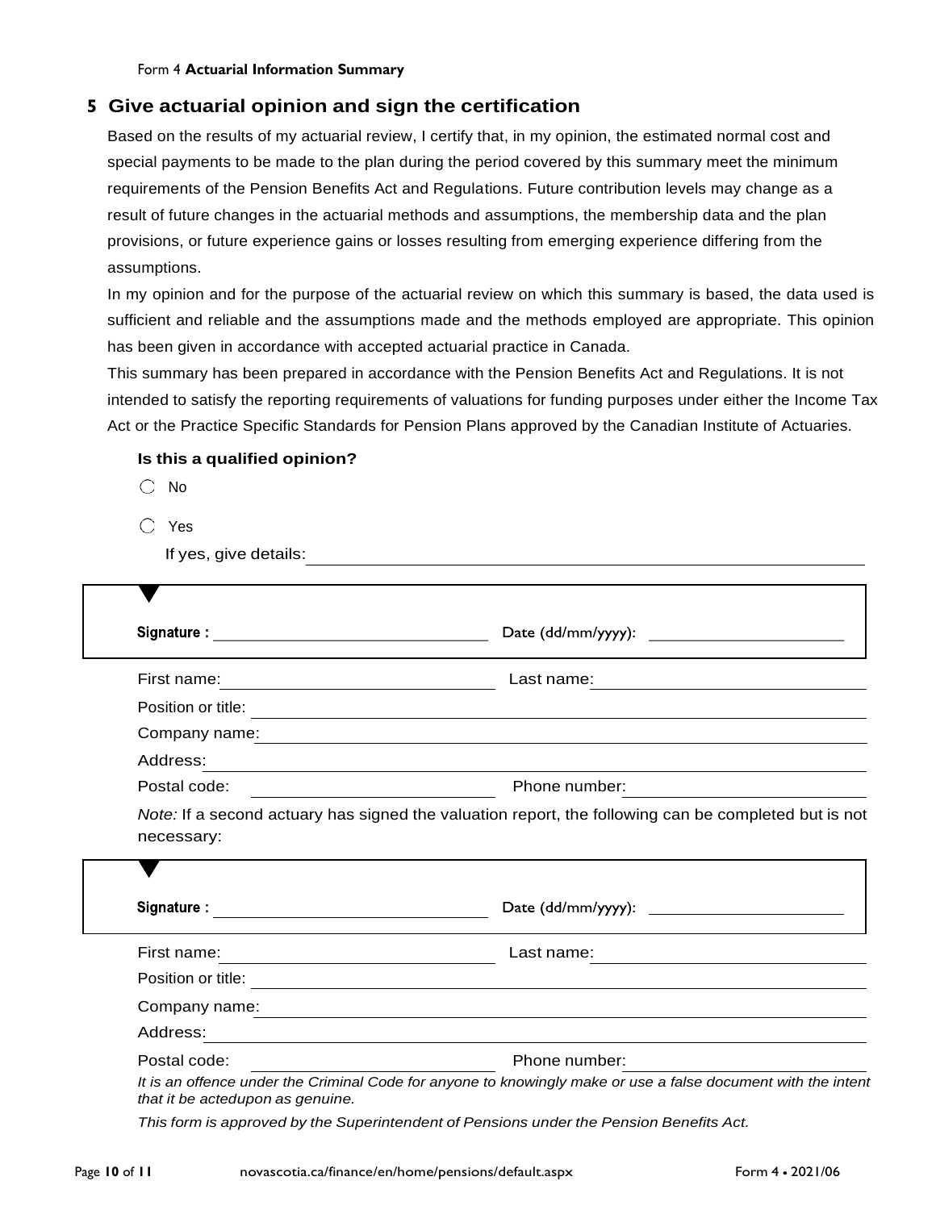## 5 Give actuarial opinion and sign the certification

Based on the results of my actuarial review, I certify that, in my opinion, the estimated normal cost and special payments to be made to the plan during the period covered by this summary meet the minimum requirements of the Pension Benefits Act and Regulations. Future contribution levels may change as a result of future changes in the actuarial methods and assumptions, the membership data and the plan provisions, or future experience gains or losses resulting from emerging experience differing from the assumptions.

In my opinion and for the purpose of the actuarial review on which this summary is based, the data used is sufficient and reliable and the assumptions made and the methods employed are appropriate. This opinion has been given in accordance with accepted actuarial practice in Canada.

This summary has been prepared in accordance with the Pension Benefits Act and Regulations. It is not intended to satisfy the reporting requirements of valuations for funding purposes under either the Income Tax Act or the Practice Specific Standards for Pension Plans approved by the Canadian Institute of Actuaries.

**Is this a qualified opinion?**

- ◯ No
- ◯ Yes

If yes, give details: ______________________________

**Signature :** ______________________ Date (dd/mm/yyyy): ______________

First name: ______________ Last name: ______________

Position or title: ______________________________

Company name: ______________________________

Address: ______________________________

Postal code: ______________ Phone number: ______________

*Note:* If a second actuary has signed the valuation report, the following can be completed but is not necessary:

**Signature :** ______________________ Date (dd/mm/yyyy): ______________

First name: ______________ Last name: ______________

Position or title: ______________________________

Company name: ______________________________

Address: ______________________________

Postal code: ______________ Phone number: ______________

*It is an offence under the Criminal Code for anyone to knowingly make or use a false document with the intent that it be actedupon as genuine.*

*This form is approved by the Superintendent of Pensions under the Pension Benefits Act.*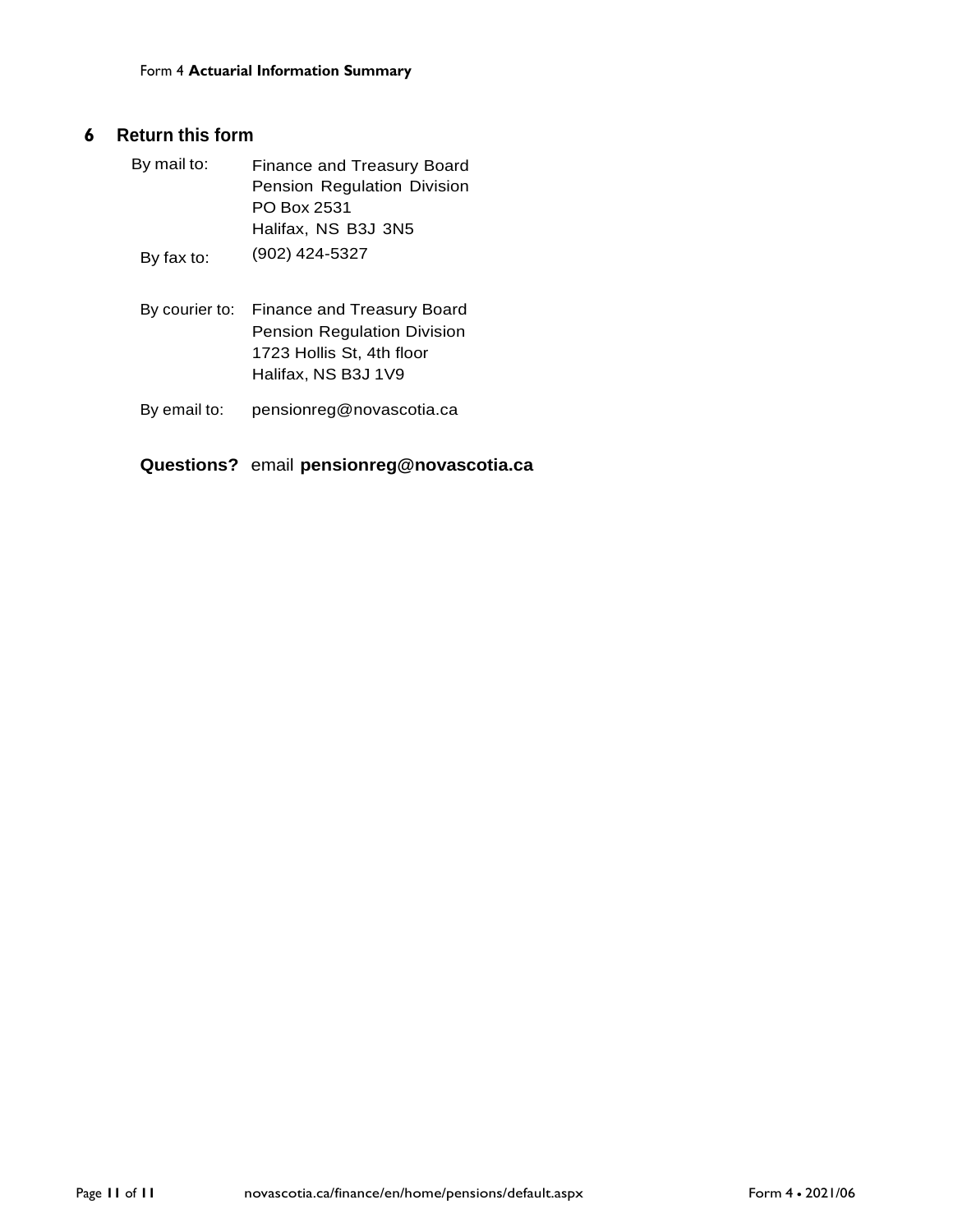## 6 Return this form

| | |
|---|---|
| By mail to: | Finance and Treasury Board<br>Pension Regulation Division<br>PO Box 2531<br>Halifax, NS B3J 3N5 |
| By fax to: | (902) 424-5327 |
| By courier to: | Finance and Treasury Board<br>Pension Regulation Division<br>1723 Hollis St, 4th floor<br>Halifax, NS B3J 1V9 |
| By email to: | pensionreg@novascotia.ca |

**Questions?** email **pensionreg@novascotia.ca**